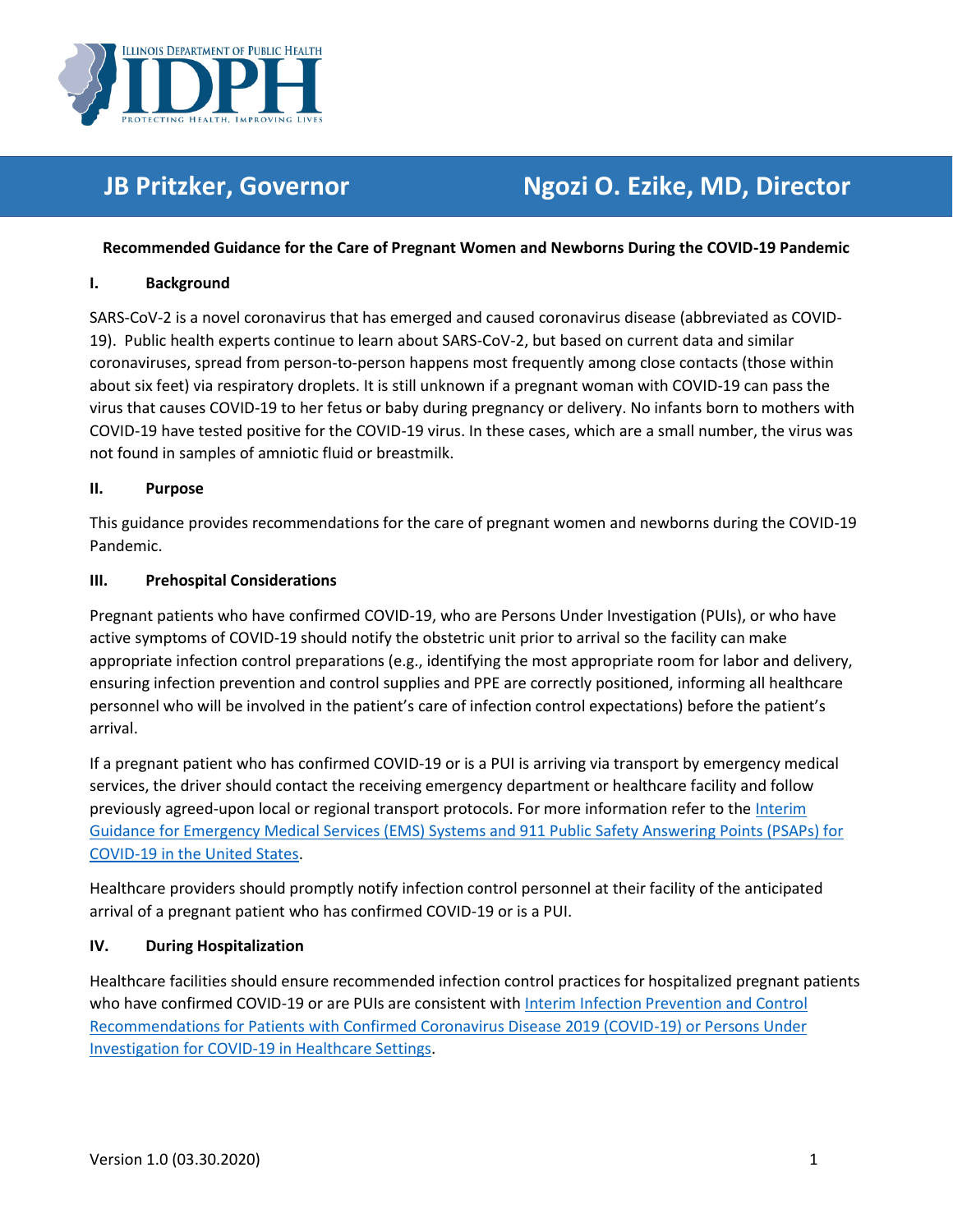JB Pritzker, Governor — Ngozi O. Ezike, MD, Director

**Recommended Guidance for the Care of Pregnant Women and Newborns During the COVID-19 Pandemic**

## I. Background

SARS-CoV-2 is a novel coronavirus that has emerged and caused coronavirus disease (abbreviated as COVID-19). Public health experts continue to learn about SARS-CoV-2, but based on current data and similar coronaviruses, spread from person-to-person happens most frequently among close contacts (those within about six feet) via respiratory droplets. It is still unknown if a pregnant woman with COVID-19 can pass the virus that causes COVID-19 to her fetus or baby during pregnancy or delivery. No infants born to mothers with COVID-19 have tested positive for the COVID-19 virus. In these cases, which are a small number, the virus was not found in samples of amniotic fluid or breastmilk.

## II. Purpose

This guidance provides recommendations for the care of pregnant women and newborns during the COVID-19 Pandemic.

## III. Prehospital Considerations

Pregnant patients who have confirmed COVID-19, who are Persons Under Investigation (PUIs), or who have active symptoms of COVID-19 should notify the obstetric unit prior to arrival so the facility can make appropriate infection control preparations (e.g., identifying the most appropriate room for labor and delivery, ensuring infection prevention and control supplies and PPE are correctly positioned, informing all healthcare personnel who will be involved in the patient's care of infection control expectations) before the patient's arrival.

If a pregnant patient who has confirmed COVID-19 or is a PUI is arriving via transport by emergency medical services, the driver should contact the receiving emergency department or healthcare facility and follow previously agreed-upon local or regional transport protocols. For more information refer to the Interim Guidance for Emergency Medical Services (EMS) Systems and 911 Public Safety Answering Points (PSAPs) for COVID-19 in the United States.

Healthcare providers should promptly notify infection control personnel at their facility of the anticipated arrival of a pregnant patient who has confirmed COVID-19 or is a PUI.

## IV. During Hospitalization

Healthcare facilities should ensure recommended infection control practices for hospitalized pregnant patients who have confirmed COVID-19 or are PUIs are consistent with Interim Infection Prevention and Control Recommendations for Patients with Confirmed Coronavirus Disease 2019 (COVID-19) or Persons Under Investigation for COVID-19 in Healthcare Settings.

Version 1.0 (03.30.2020)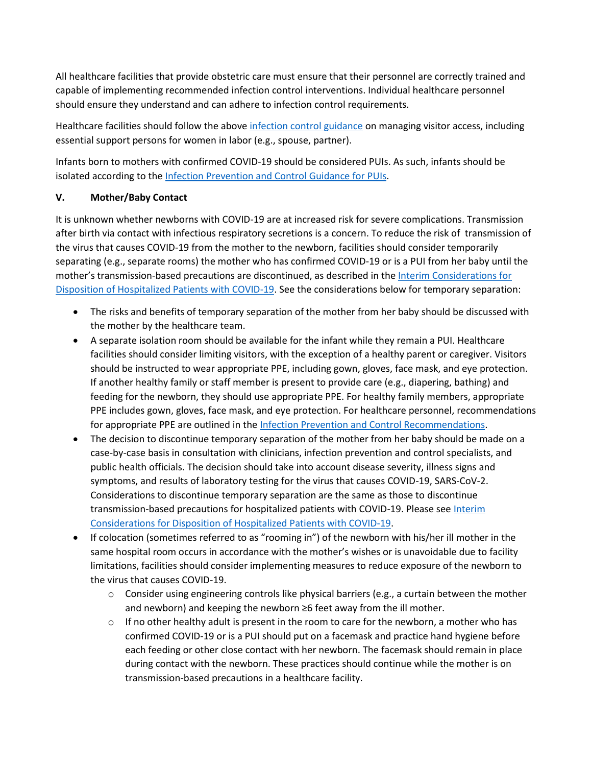All healthcare facilities that provide obstetric care must ensure that their personnel are correctly trained and capable of implementing recommended infection control interventions. Individual healthcare personnel should ensure they understand and can adhere to infection control requirements.

Healthcare facilities should follow the above infection control guidance on managing visitor access, including essential support persons for women in labor (e.g., spouse, partner).

Infants born to mothers with confirmed COVID-19 should be considered PUIs. As such, infants should be isolated according to the Infection Prevention and Control Guidance for PUIs.

## V. Mother/Baby Contact

It is unknown whether newborns with COVID-19 are at increased risk for severe complications. Transmission after birth via contact with infectious respiratory secretions is a concern. To reduce the risk of transmission of the virus that causes COVID-19 from the mother to the newborn, facilities should consider temporarily separating (e.g., separate rooms) the mother who has confirmed COVID-19 or is a PUI from her baby until the mother's transmission-based precautions are discontinued, as described in the Interim Considerations for Disposition of Hospitalized Patients with COVID-19. See the considerations below for temporary separation:

- The risks and benefits of temporary separation of the mother from her baby should be discussed with the mother by the healthcare team.
- A separate isolation room should be available for the infant while they remain a PUI. Healthcare facilities should consider limiting visitors, with the exception of a healthy parent or caregiver. Visitors should be instructed to wear appropriate PPE, including gown, gloves, face mask, and eye protection. If another healthy family or staff member is present to provide care (e.g., diapering, bathing) and feeding for the newborn, they should use appropriate PPE. For healthy family members, appropriate PPE includes gown, gloves, face mask, and eye protection. For healthcare personnel, recommendations for appropriate PPE are outlined in the Infection Prevention and Control Recommendations.
- The decision to discontinue temporary separation of the mother from her baby should be made on a case-by-case basis in consultation with clinicians, infection prevention and control specialists, and public health officials. The decision should take into account disease severity, illness signs and symptoms, and results of laboratory testing for the virus that causes COVID-19, SARS-CoV-2. Considerations to discontinue temporary separation are the same as those to discontinue transmission-based precautions for hospitalized patients with COVID-19. Please see Interim Considerations for Disposition of Hospitalized Patients with COVID-19.
- If colocation (sometimes referred to as "rooming in") of the newborn with his/her ill mother in the same hospital room occurs in accordance with the mother's wishes or is unavoidable due to facility limitations, facilities should consider implementing measures to reduce exposure of the newborn to the virus that causes COVID-19.
  - Consider using engineering controls like physical barriers (e.g., a curtain between the mother and newborn) and keeping the newborn ≥6 feet away from the ill mother.
  - If no other healthy adult is present in the room to care for the newborn, a mother who has confirmed COVID-19 or is a PUI should put on a facemask and practice hand hygiene before each feeding or other close contact with her newborn. The facemask should remain in place during contact with the newborn. These practices should continue while the mother is on transmission-based precautions in a healthcare facility.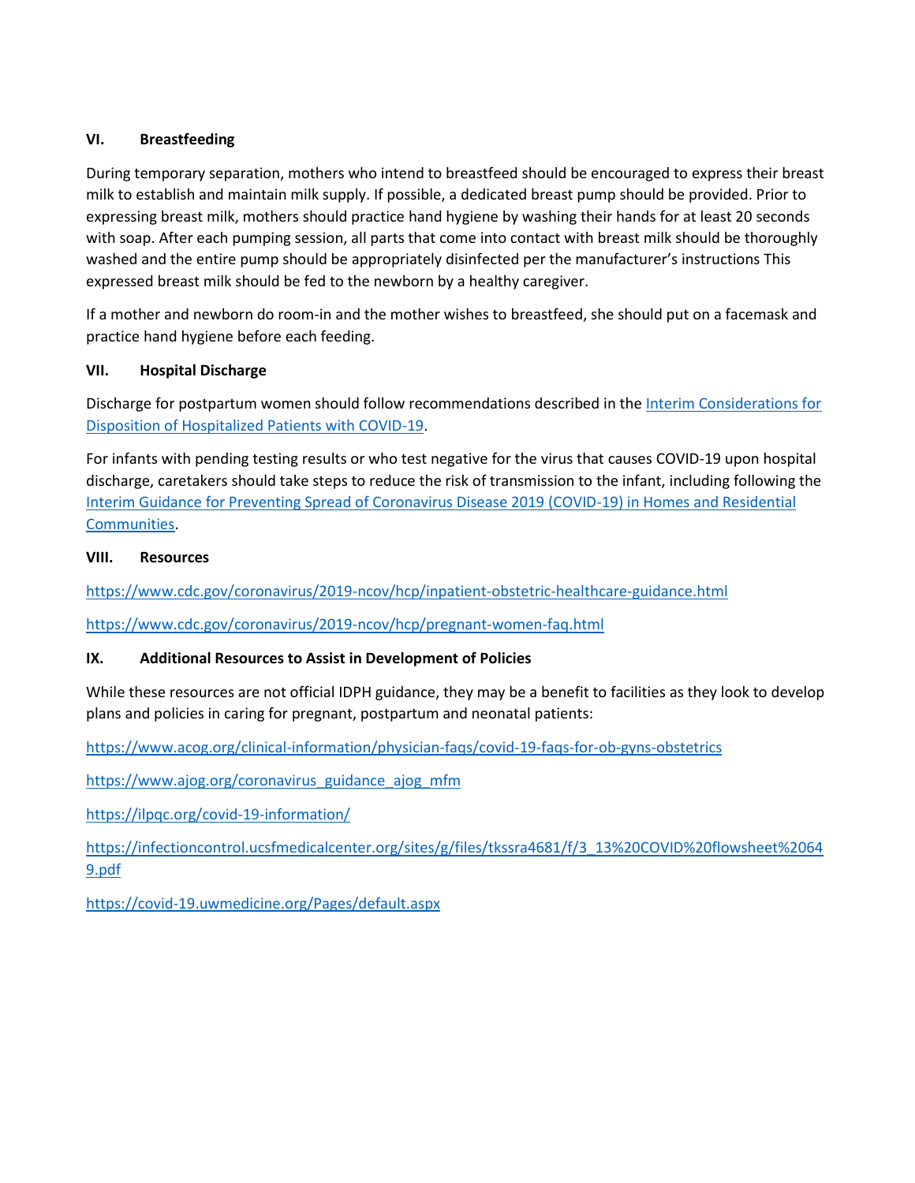## VI. Breastfeeding

During temporary separation, mothers who intend to breastfeed should be encouraged to express their breast milk to establish and maintain milk supply. If possible, a dedicated breast pump should be provided. Prior to expressing breast milk, mothers should practice hand hygiene by washing their hands for at least 20 seconds with soap. After each pumping session, all parts that come into contact with breast milk should be thoroughly washed and the entire pump should be appropriately disinfected per the manufacturer's instructions This expressed breast milk should be fed to the newborn by a healthy caregiver.

If a mother and newborn do room-in and the mother wishes to breastfeed, she should put on a facemask and practice hand hygiene before each feeding.

## VII. Hospital Discharge

Discharge for postpartum women should follow recommendations described in the Interim Considerations for Disposition of Hospitalized Patients with COVID-19.

For infants with pending testing results or who test negative for the virus that causes COVID-19 upon hospital discharge, caretakers should take steps to reduce the risk of transmission to the infant, including following the Interim Guidance for Preventing Spread of Coronavirus Disease 2019 (COVID-19) in Homes and Residential Communities.

## VIII. Resources

https://www.cdc.gov/coronavirus/2019-ncov/hcp/inpatient-obstetric-healthcare-guidance.html

https://www.cdc.gov/coronavirus/2019-ncov/hcp/pregnant-women-faq.html

## IX. Additional Resources to Assist in Development of Policies

While these resources are not official IDPH guidance, they may be a benefit to facilities as they look to develop plans and policies in caring for pregnant, postpartum and neonatal patients:

https://www.acog.org/clinical-information/physician-faqs/covid-19-faqs-for-ob-gyns-obstetrics

https://www.ajog.org/coronavirus_guidance_ajog_mfm

https://ilpqc.org/covid-19-information/

https://infectioncontrol.ucsfmedicalcenter.org/sites/g/files/tkssra4681/f/3_13%20COVID%20flowsheet%20649.pdf

https://covid-19.uwmedicine.org/Pages/default.aspx